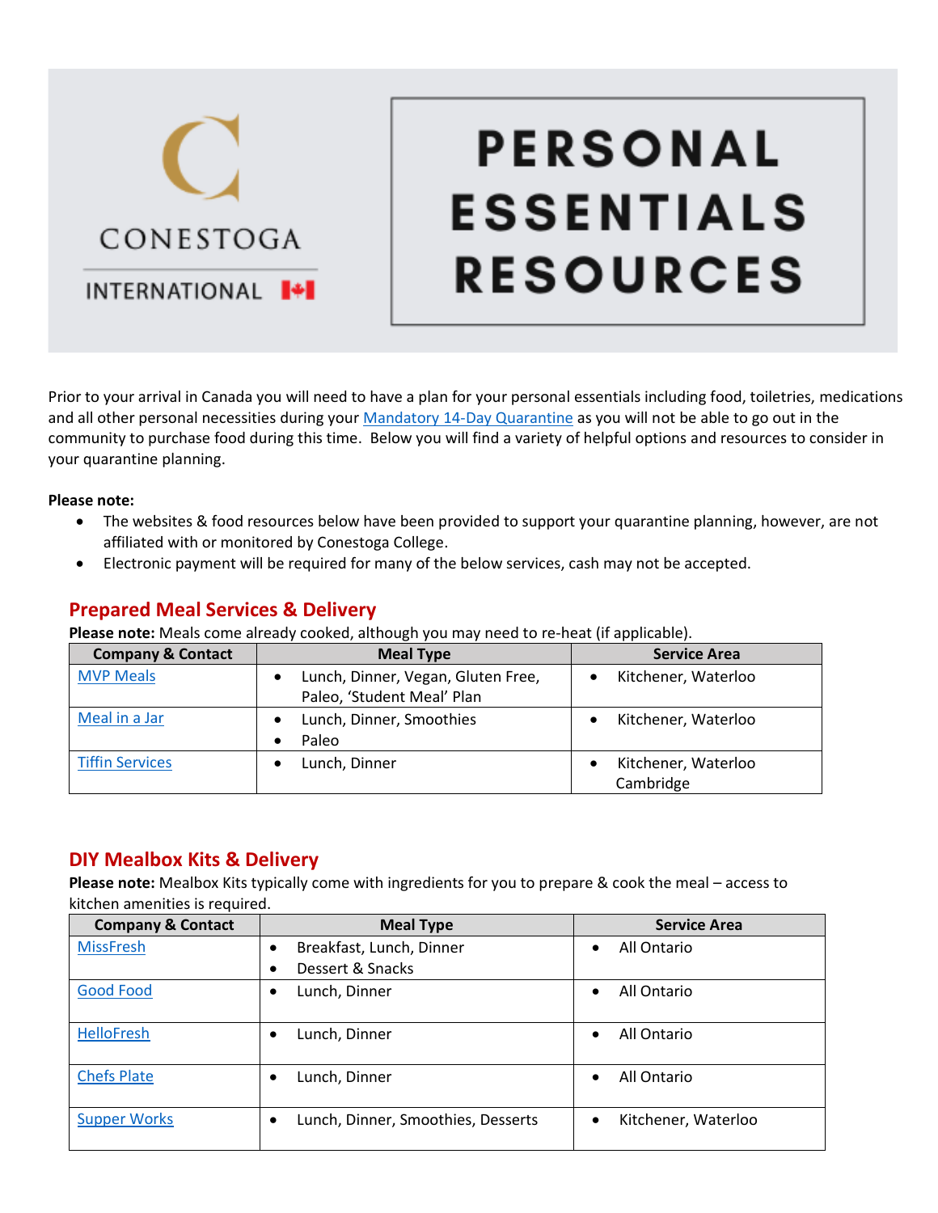CONESTOGA

INTERNATIONAL

# PERSONAL ESSENTIALS RESOURCES

Prior to your arrival in Canada you will need to have a plan for your personal essentials including food, toiletries, medications and all other personal necessities during your Mandatory 14-Day Quarantine as you will not be able to go out in the community to purchase food during this time. Below you will find a variety of helpful options and resources to consider in your quarantine planning.

**Please note:**

- The websites & food resources below have been provided to support your quarantine planning, however, are not affiliated with or monitored by Conestoga College.
- Electronic payment will be required for many of the below services, cash may not be accepted.

## Prepared Meal Services & Delivery

**Please note:** Meals come already cooked, although you may need to re-heat (if applicable).

| Company & Contact | Meal Type | Service Area |
|---|---|---|
| MVP Meals | • Lunch, Dinner, Vegan, Gluten Free, Paleo, 'Student Meal' Plan | • Kitchener, Waterloo |
| Meal in a Jar | • Lunch, Dinner, Smoothies<br>• Paleo | • Kitchener, Waterloo |
| Tiffin Services | • Lunch, Dinner | • Kitchener, Waterloo Cambridge |

## DIY Mealbox Kits & Delivery

**Please note:** Mealbox Kits typically come with ingredients for you to prepare & cook the meal – access to kitchen amenities is required.

| Company & Contact | Meal Type | Service Area |
|---|---|---|
| MissFresh | • Breakfast, Lunch, Dinner<br>• Dessert & Snacks | • All Ontario |
| Good Food | • Lunch, Dinner | • All Ontario |
| HelloFresh | • Lunch, Dinner | • All Ontario |
| Chefs Plate | • Lunch, Dinner | • All Ontario |
| Supper Works | • Lunch, Dinner, Smoothies, Desserts | • Kitchener, Waterloo |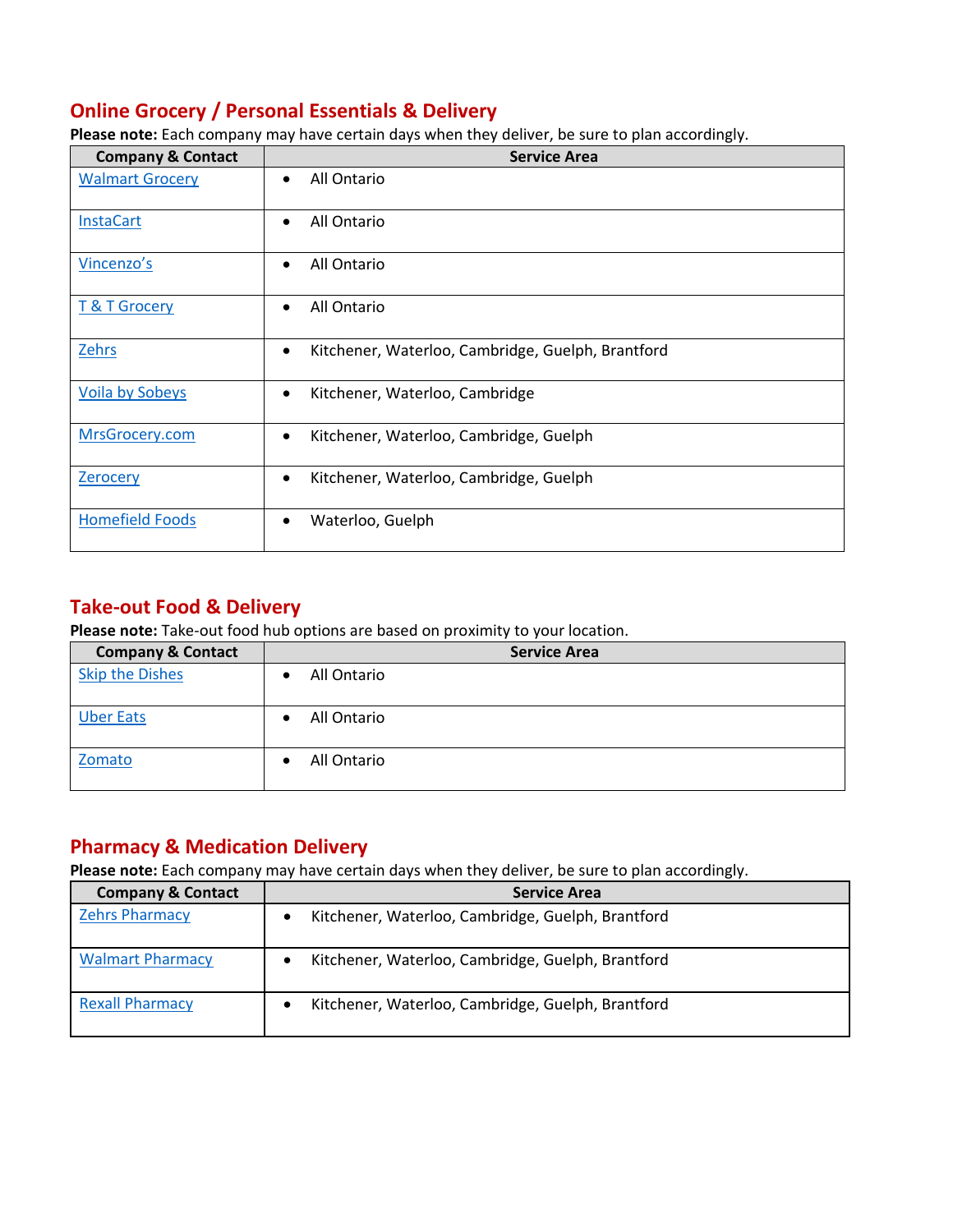## Online Grocery / Personal Essentials & Delivery

**Please note:** Each company may have certain days when they deliver, be sure to plan accordingly.

| Company & Contact | Service Area |
|---|---|
| Walmart Grocery | • All Ontario |
| InstaCart | • All Ontario |
| Vincenzo's | • All Ontario |
| T & T Grocery | • All Ontario |
| Zehrs | • Kitchener, Waterloo, Cambridge, Guelph, Brantford |
| Voila by Sobeys | • Kitchener, Waterloo, Cambridge |
| MrsGrocery.com | • Kitchener, Waterloo, Cambridge, Guelph |
| Zerocery | • Kitchener, Waterloo, Cambridge, Guelph |
| Homefield Foods | • Waterloo, Guelph |

## Take-out Food & Delivery

**Please note:** Take-out food hub options are based on proximity to your location.

| Company & Contact | Service Area |
|---|---|
| Skip the Dishes | • All Ontario |
| Uber Eats | • All Ontario |
| Zomato | • All Ontario |

## Pharmacy & Medication Delivery

**Please note:** Each company may have certain days when they deliver, be sure to plan accordingly.

| Company & Contact | Service Area |
|---|---|
| Zehrs Pharmacy | • Kitchener, Waterloo, Cambridge, Guelph, Brantford |
| Walmart Pharmacy | • Kitchener, Waterloo, Cambridge, Guelph, Brantford |
| Rexall Pharmacy | • Kitchener, Waterloo, Cambridge, Guelph, Brantford |